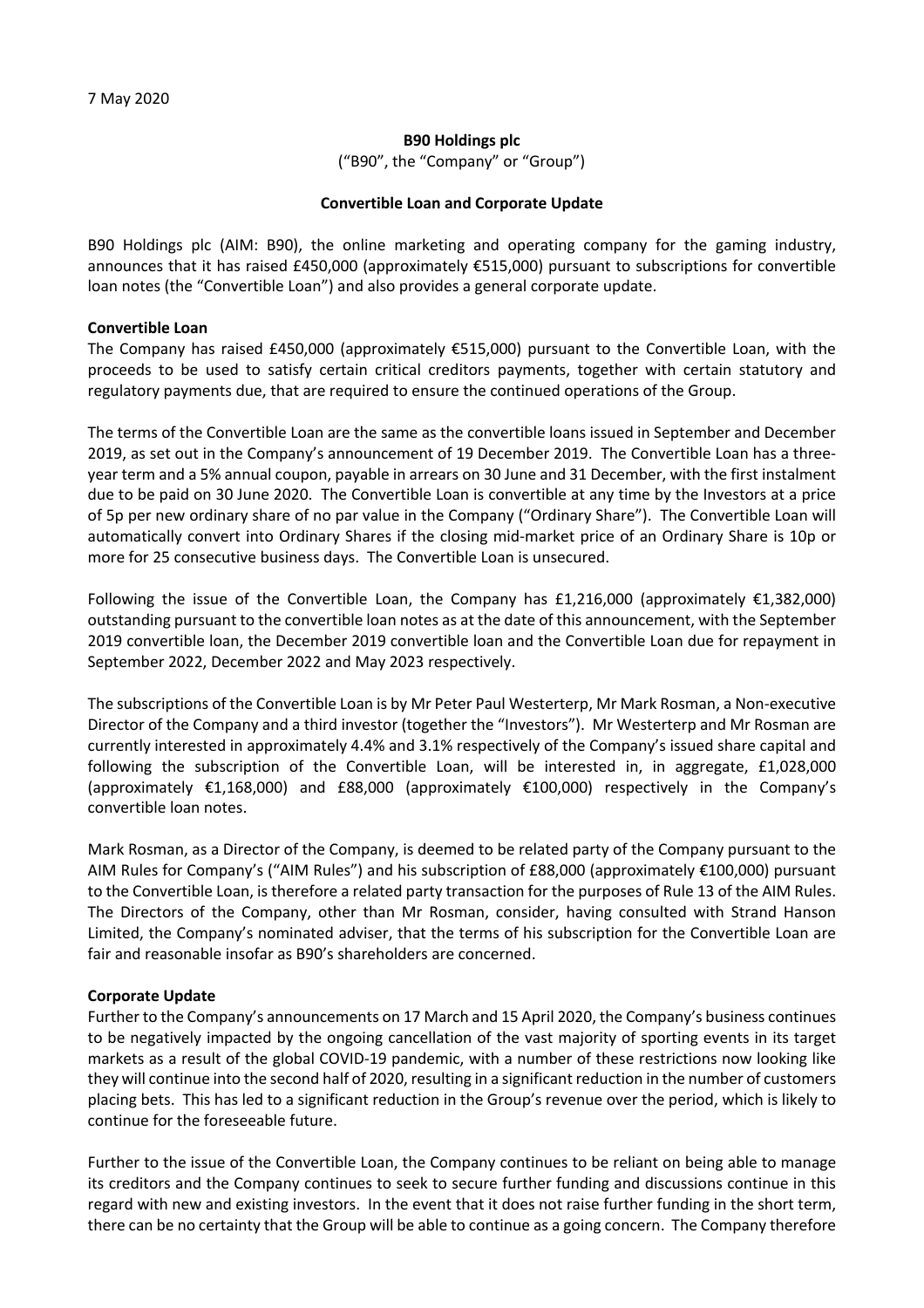7 May 2020

**B90 Holdings plc**

("B90", the "Company" or "Group")

**Convertible Loan and Corporate Update**

B90 Holdings plc (AIM: B90), the online marketing and operating company for the gaming industry, announces that it has raised £450,000 (approximately €515,000) pursuant to subscriptions for convertible loan notes (the "Convertible Loan") and also provides a general corporate update.

**Convertible Loan**

The Company has raised £450,000 (approximately €515,000) pursuant to the Convertible Loan, with the proceeds to be used to satisfy certain critical creditors payments, together with certain statutory and regulatory payments due, that are required to ensure the continued operations of the Group.

The terms of the Convertible Loan are the same as the convertible loans issued in September and December 2019, as set out in the Company's announcement of 19 December 2019. The Convertible Loan has a three-year term and a 5% annual coupon, payable in arrears on 30 June and 31 December, with the first instalment due to be paid on 30 June 2020. The Convertible Loan is convertible at any time by the Investors at a price of 5p per new ordinary share of no par value in the Company ("Ordinary Share"). The Convertible Loan will automatically convert into Ordinary Shares if the closing mid-market price of an Ordinary Share is 10p or more for 25 consecutive business days. The Convertible Loan is unsecured.

Following the issue of the Convertible Loan, the Company has £1,216,000 (approximately €1,382,000) outstanding pursuant to the convertible loan notes as at the date of this announcement, with the September 2019 convertible loan, the December 2019 convertible loan and the Convertible Loan due for repayment in September 2022, December 2022 and May 2023 respectively.

The subscriptions of the Convertible Loan is by Mr Peter Paul Westerterp, Mr Mark Rosman, a Non-executive Director of the Company and a third investor (together the "Investors"). Mr Westerterp and Mr Rosman are currently interested in approximately 4.4% and 3.1% respectively of the Company's issued share capital and following the subscription of the Convertible Loan, will be interested in, in aggregate, £1,028,000 (approximately €1,168,000) and £88,000 (approximately €100,000) respectively in the Company's convertible loan notes.

Mark Rosman, as a Director of the Company, is deemed to be related party of the Company pursuant to the AIM Rules for Company's ("AIM Rules") and his subscription of £88,000 (approximately €100,000) pursuant to the Convertible Loan, is therefore a related party transaction for the purposes of Rule 13 of the AIM Rules. The Directors of the Company, other than Mr Rosman, consider, having consulted with Strand Hanson Limited, the Company's nominated adviser, that the terms of his subscription for the Convertible Loan are fair and reasonable insofar as B90's shareholders are concerned.

**Corporate Update**

Further to the Company's announcements on 17 March and 15 April 2020, the Company's business continues to be negatively impacted by the ongoing cancellation of the vast majority of sporting events in its target markets as a result of the global COVID-19 pandemic, with a number of these restrictions now looking like they will continue into the second half of 2020, resulting in a significant reduction in the number of customers placing bets. This has led to a significant reduction in the Group's revenue over the period, which is likely to continue for the foreseeable future.

Further to the issue of the Convertible Loan, the Company continues to be reliant on being able to manage its creditors and the Company continues to seek to secure further funding and discussions continue in this regard with new and existing investors. In the event that it does not raise further funding in the short term, there can be no certainty that the Group will be able to continue as a going concern. The Company therefore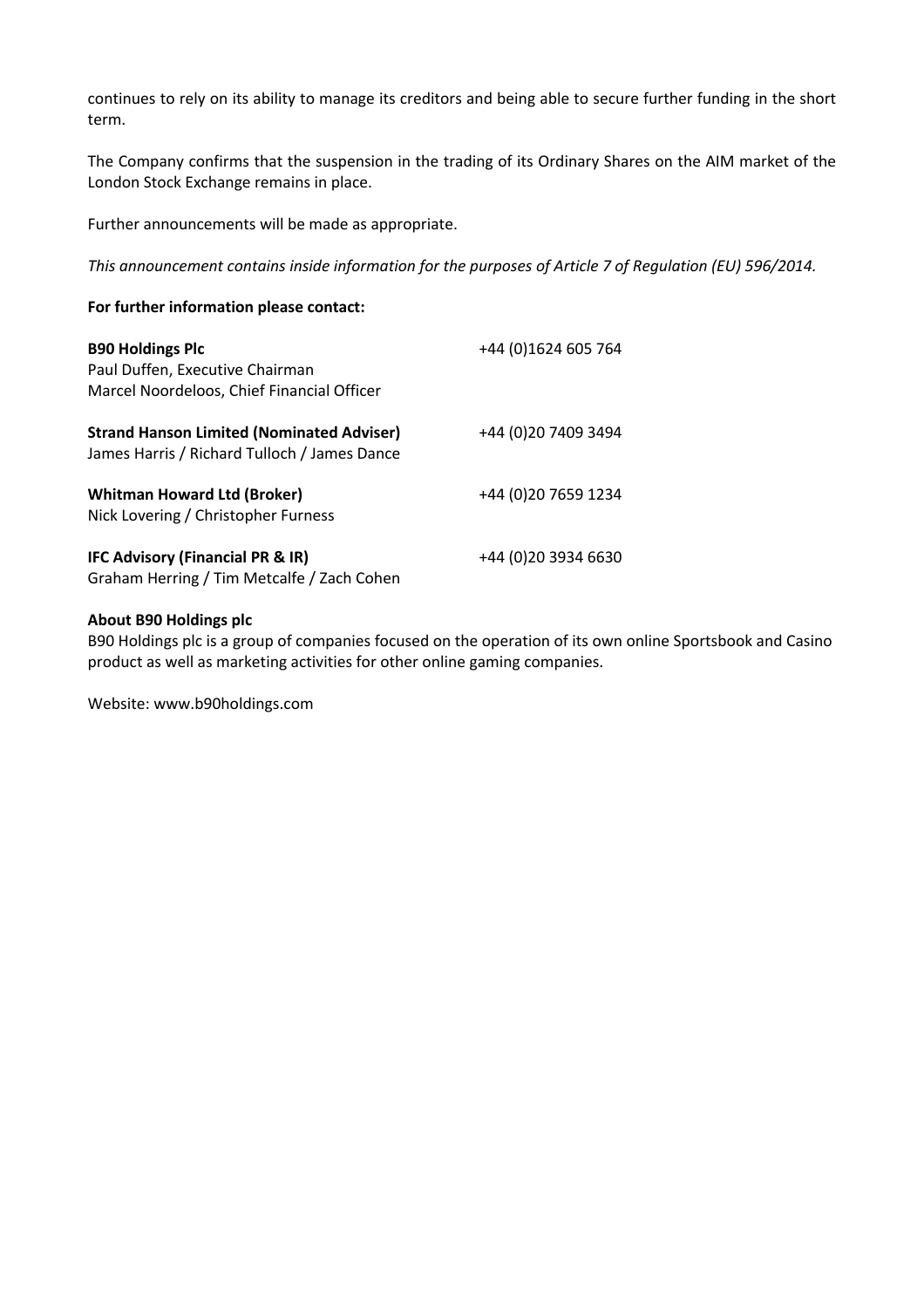continues to rely on its ability to manage its creditors and being able to secure further funding in the short term.

The Company confirms that the suspension in the trading of its Ordinary Shares on the AIM market of the London Stock Exchange remains in place.

Further announcements will be made as appropriate.

*This announcement contains inside information for the purposes of Article 7 of Regulation (EU) 596/2014.*

**For further information please contact:**

| | |
|---|---|
| **B90 Holdings Plc**<br>Paul Duffen, Executive Chairman<br>Marcel Noordeloos, Chief Financial Officer | +44 (0)1624 605 764 |
| **Strand Hanson Limited (Nominated Adviser)**<br>James Harris / Richard Tulloch / James Dance | +44 (0)20 7409 3494 |
| **Whitman Howard Ltd (Broker)**<br>Nick Lovering / Christopher Furness | +44 (0)20 7659 1234 |
| **IFC Advisory (Financial PR & IR)**<br>Graham Herring / Tim Metcalfe / Zach Cohen | +44 (0)20 3934 6630 |

**About B90 Holdings plc**

B90 Holdings plc is a group of companies focused on the operation of its own online Sportsbook and Casino product as well as marketing activities for other online gaming companies.

Website: www.b90holdings.com